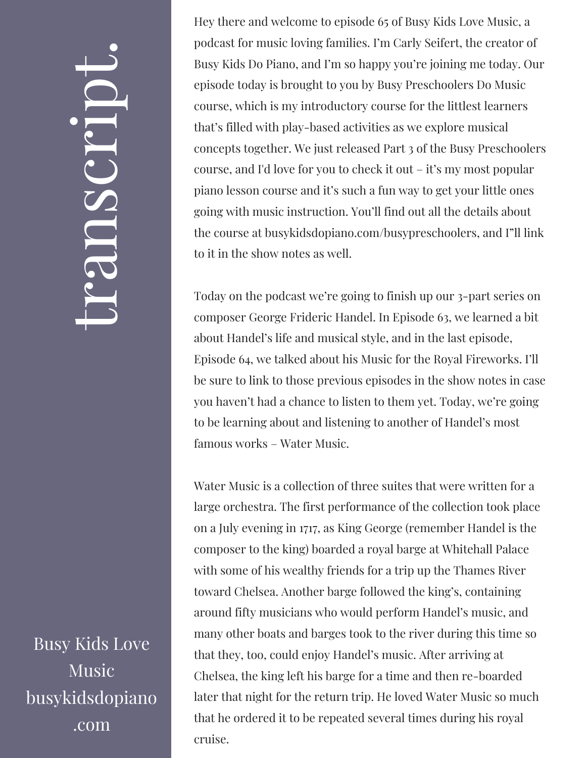# transcript.

Busy Kids Love Music
busykidsdopiano.com

Hey there and welcome to episode 65 of Busy Kids Love Music, a podcast for music loving families. I'm Carly Seifert, the creator of Busy Kids Do Piano, and I'm so happy you're joining me today. Our episode today is brought to you by Busy Preschoolers Do Music course, which is my introductory course for the littlest learners that's filled with play-based activities as we explore musical concepts together. We just released Part 3 of the Busy Preschoolers course, and I'd love for you to check it out – it's my most popular piano lesson course and it's such a fun way to get your little ones going with music instruction. You'll find out all the details about the course at busykidsdopiano.com/busypreschoolers, and I"ll link to it in the show notes as well.

Today on the podcast we're going to finish up our 3-part series on composer George Frideric Handel. In Episode 63, we learned a bit about Handel's life and musical style, and in the last episode, Episode 64, we talked about his Music for the Royal Fireworks. I'll be sure to link to those previous episodes in the show notes in case you haven't had a chance to listen to them yet. Today, we're going to be learning about and listening to another of Handel's most famous works – Water Music.

Water Music is a collection of three suites that were written for a large orchestra. The first performance of the collection took place on a July evening in 1717, as King George (remember Handel is the composer to the king) boarded a royal barge at Whitehall Palace with some of his wealthy friends for a trip up the Thames River toward Chelsea. Another barge followed the king's, containing around fifty musicians who would perform Handel's music, and many other boats and barges took to the river during this time so that they, too, could enjoy Handel's music. After arriving at Chelsea, the king left his barge for a time and then re-boarded later that night for the return trip. He loved Water Music so much that he ordered it to be repeated several times during his royal cruise.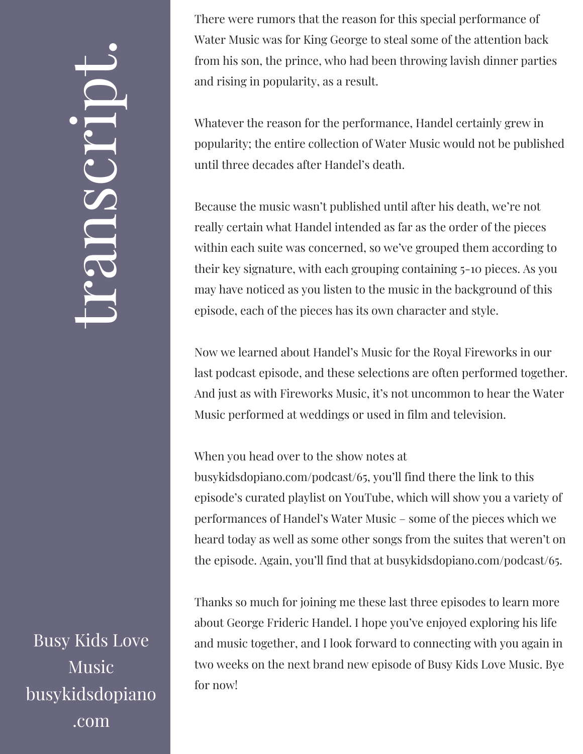There were rumors that the reason for this special performance of Water Music was for King George to steal some of the attention back from his son, the prince, who had been throwing lavish dinner parties and rising in popularity, as a result.

Whatever the reason for the performance, Handel certainly grew in popularity; the entire collection of Water Music would not be published until three decades after Handel's death.

Because the music wasn't published until after his death, we're not really certain what Handel intended as far as the order of the pieces within each suite was concerned, so we've grouped them according to their key signature, with each grouping containing 5-10 pieces. As you may have noticed as you listen to the music in the background of this episode, each of the pieces has its own character and style.

Now we learned about Handel's Music for the Royal Fireworks in our last podcast episode, and these selections are often performed together. And just as with Fireworks Music, it's not uncommon to hear the Water Music performed at weddings or used in film and television.

When you head over to the show notes at busykidsdopiano.com/podcast/65, you'll find there the link to this episode's curated playlist on YouTube, which will show you a variety of performances of Handel's Water Music – some of the pieces which we heard today as well as some other songs from the suites that weren't on the episode. Again, you'll find that at busykidsdopiano.com/podcast/65.

Thanks so much for joining me these last three episodes to learn more about George Frideric Handel. I hope you've enjoyed exploring his life and music together, and I look forward to connecting with you again in two weeks on the next brand new episode of Busy Kids Love Music. Bye for now!